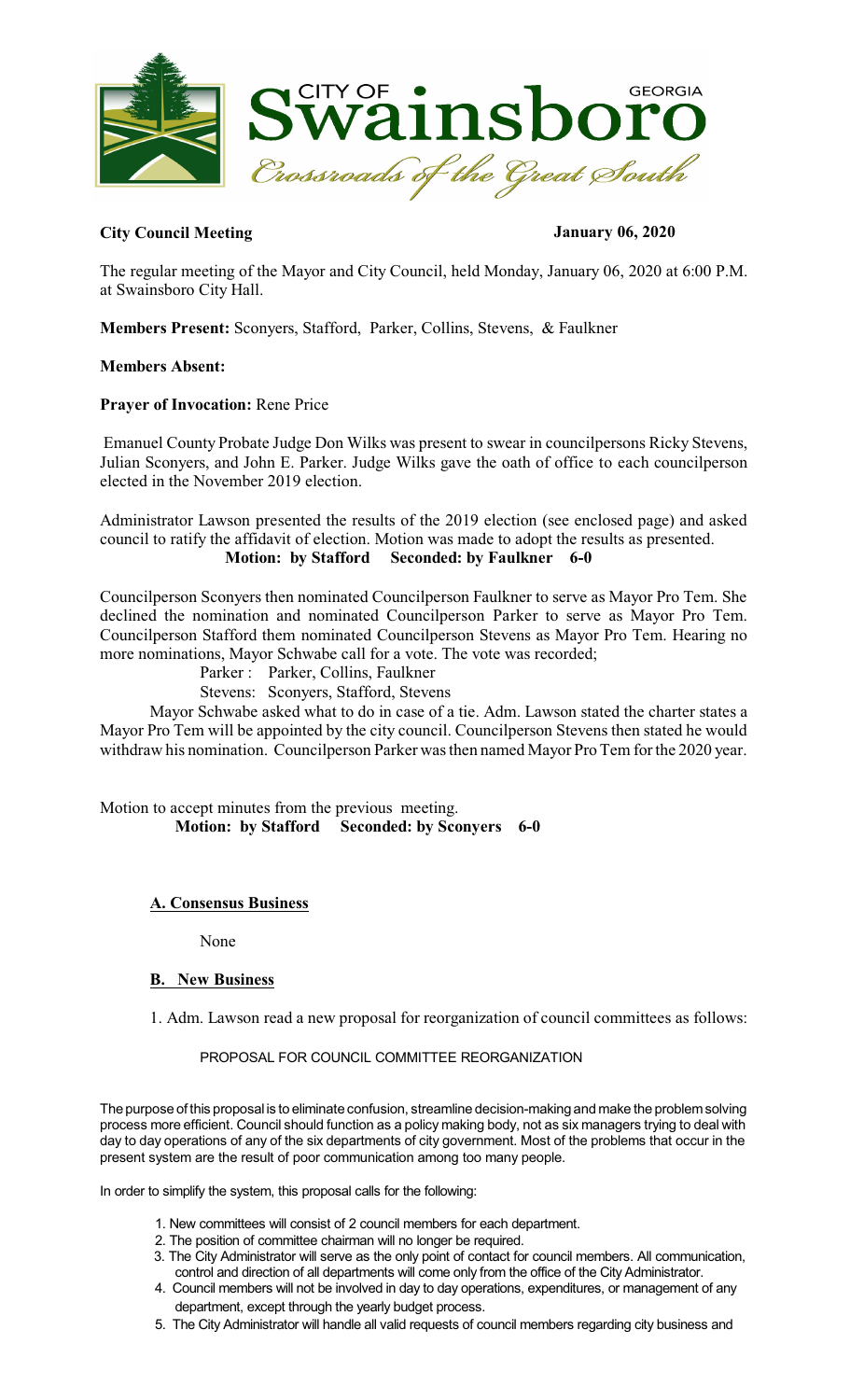**City Council Meeting** **January 06, 2020**

The regular meeting of the Mayor and City Council, held Monday, January 06, 2020 at 6:00 P.M. at Swainsboro City Hall.

**Members Present:** Sconyers, Stafford, Parker, Collins, Stevens, & Faulkner

**Members Absent:**

**Prayer of Invocation:** Rene Price

Emanuel County Probate Judge Don Wilks was present to swear in councilpersons Ricky Stevens, Julian Sconyers, and John E. Parker. Judge Wilks gave the oath of office to each councilperson elected in the November 2019 election.

Administrator Lawson presented the results of the 2019 election (see enclosed page) and asked council to ratify the affidavit of election. Motion was made to adopt the results as presented.

**Motion: by Stafford Seconded: by Faulkner 6-0**

Councilperson Sconyers then nominated Councilperson Faulkner to serve as Mayor Pro Tem. She declined the nomination and nominated Councilperson Parker to serve as Mayor Pro Tem. Councilperson Stafford them nominated Councilperson Stevens as Mayor Pro Tem. Hearing no more nominations, Mayor Schwabe call for a vote. The vote was recorded;

Parker : Parker, Collins, Faulkner

Stevens: Sconyers, Stafford, Stevens

Mayor Schwabe asked what to do in case of a tie. Adm. Lawson stated the charter states a Mayor Pro Tem will be appointed by the city council. Councilperson Stevens then stated he would withdraw his nomination. Councilperson Parker was then named Mayor Pro Tem for the 2020 year.

Motion to accept minutes from the previous meeting.

**Motion: by Stafford Seconded: by Sconyers 6-0**

## A. Consensus Business

None

## B. New Business

1. Adm. Lawson read a new proposal for reorganization of council committees as follows:

PROPOSAL FOR COUNCIL COMMITTEE REORGANIZATION

The purpose of this proposal is to eliminate confusion, streamline decision-making and make the problem solving process more efficient. Council should function as a policy making body, not as six managers trying to deal with day to day operations of any of the six departments of city government. Most of the problems that occur in the present system are the result of poor communication among too many people.

In order to simplify the system, this proposal calls for the following:

1. New committees will consist of 2 council members for each department.
2. The position of committee chairman will no longer be required.
3. The City Administrator will serve as the only point of contact for council members. All communication, control and direction of all departments will come only from the office of the City Administrator.
4. Council members will not be involved in day to day operations, expenditures, or management of any department, except through the yearly budget process.
5. The City Administrator will handle all valid requests of council members regarding city business and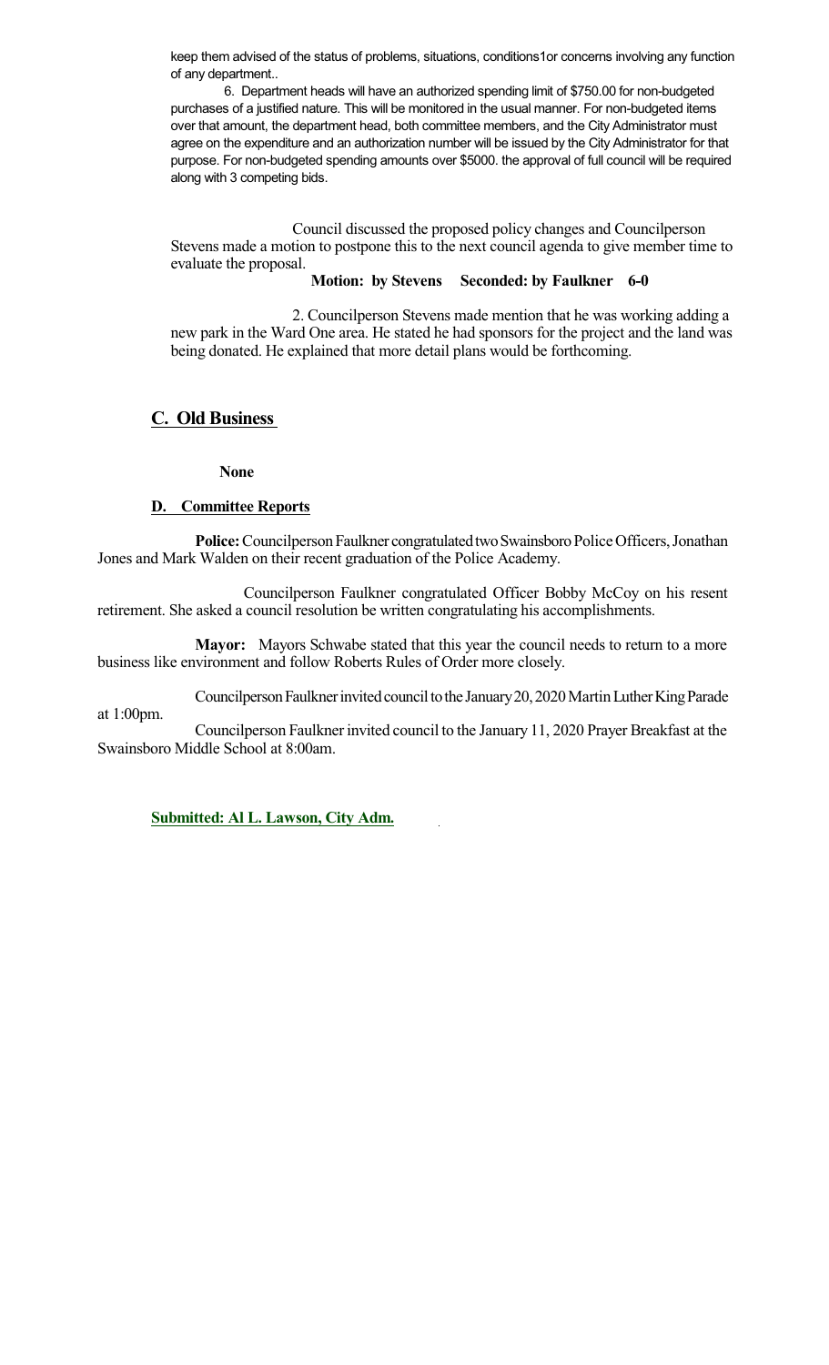keep them advised of the status of problems, situations, conditions1or concerns involving any function of any department..

6. Department heads will have an authorized spending limit of $750.00 for non-budgeted purchases of a justified nature. This will be monitored in the usual manner. For non-budgeted items over that amount, the department head, both committee members, and the City Administrator must agree on the expenditure and an authorization number will be issued by the City Administrator for that purpose. For non-budgeted spending amounts over $5000. the approval of full council will be required along with 3 competing bids.

Council discussed the proposed policy changes and Councilperson Stevens made a motion to postpone this to the next council agenda to give member time to evaluate the proposal.

**Motion: by Stevens Seconded: by Faulkner 6-0**

2. Councilperson Stevens made mention that he was working adding a new park in the Ward One area. He stated he had sponsors for the project and the land was being donated. He explained that more detail plans would be forthcoming.

## C. Old Business

**None**

### D. Committee Reports

**Police:** Councilperson Faulkner congratulated two Swainsboro Police Officers, Jonathan Jones and Mark Walden on their recent graduation of the Police Academy.

Councilperson Faulkner congratulated Officer Bobby McCoy on his resent retirement. She asked a council resolution be written congratulating his accomplishments.

**Mayor:** Mayors Schwabe stated that this year the council needs to return to a more business like environment and follow Roberts Rules of Order more closely.

Councilperson Faulkner invited council to the January 20, 2020 Martin Luther King Parade at 1:00pm.

Councilperson Faulkner invited council to the January 11, 2020 Prayer Breakfast at the Swainsboro Middle School at 8:00am.

**Submitted: Al L. Lawson, City Adm.**